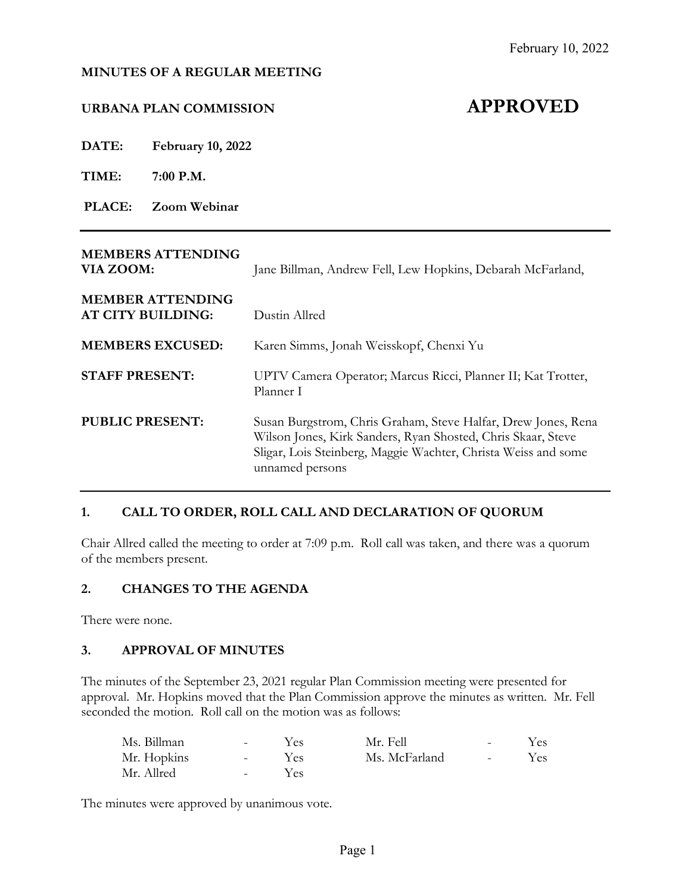February 10, 2022

**MINUTES OF A REGULAR MEETING**

**URBANA PLAN COMMISSION** **APPROVED**

**DATE:** **February 10, 2022**

**TIME:** **7:00 P.M.**

**PLACE:** **Zoom Webinar**

---

**MEMBERS ATTENDING VIA ZOOM:** Jane Billman, Andrew Fell, Lew Hopkins, Debarah McFarland,

**MEMBER ATTENDING AT CITY BUILDING:** Dustin Allred

**MEMBERS EXCUSED:** Karen Simms, Jonah Weisskopf, Chenxi Yu

**STAFF PRESENT:** UPTV Camera Operator; Marcus Ricci, Planner II; Kat Trotter, Planner I

**PUBLIC PRESENT:** Susan Burgstrom, Chris Graham, Steve Halfar, Drew Jones, Rena Wilson Jones, Kirk Sanders, Ryan Shosted, Chris Skaar, Steve Sligar, Lois Steinberg, Maggie Wachter, Christa Weiss and some unnamed persons

---

## 1. CALL TO ORDER, ROLL CALL AND DECLARATION OF QUORUM

Chair Allred called the meeting to order at 7:09 p.m. Roll call was taken, and there was a quorum of the members present.

## 2. CHANGES TO THE AGENDA

There were none.

## 3. APPROVAL OF MINUTES

The minutes of the September 23, 2021 regular Plan Commission meeting were presented for approval. Mr. Hopkins moved that the Plan Commission approve the minutes as written. Mr. Fell seconded the motion. Roll call on the motion was as follows:

| | | | | | |
|---|---|---|---|---|---|
| Ms. Billman | - | Yes | Mr. Fell | - | Yes |
| Mr. Hopkins | - | Yes | Ms. McFarland | - | Yes |
| Mr. Allred | - | Yes | | | |

The minutes were approved by unanimous vote.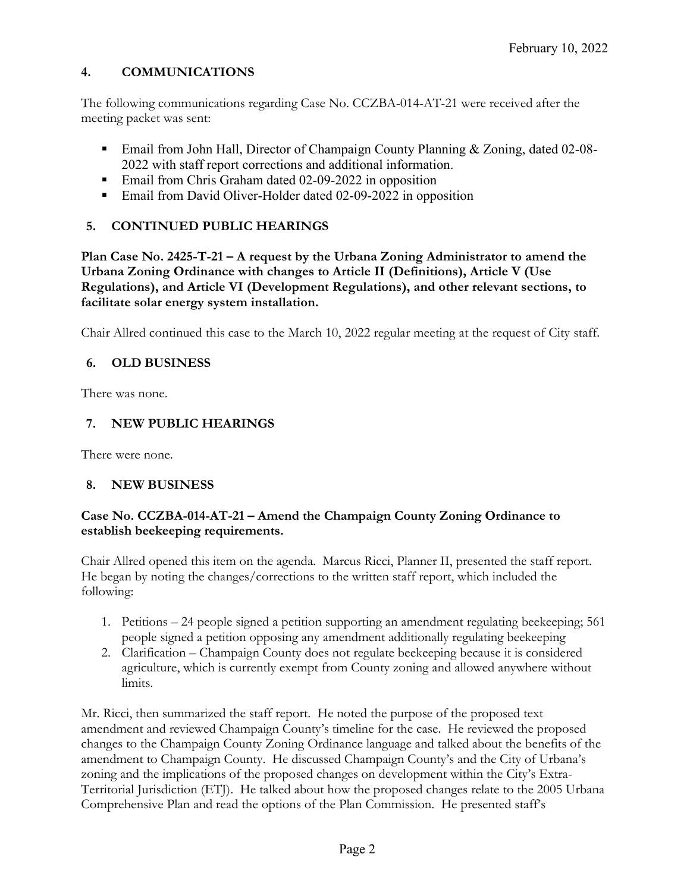## 4. COMMUNICATIONS

The following communications regarding Case No. CCZBA-014-AT-21 were received after the meeting packet was sent:

- Email from John Hall, Director of Champaign County Planning & Zoning, dated 02-08-2022 with staff report corrections and additional information.
- Email from Chris Graham dated 02-09-2022 in opposition
- Email from David Oliver-Holder dated 02-09-2022 in opposition

## 5. CONTINUED PUBLIC HEARINGS

**Plan Case No. 2425-T-21 – A request by the Urbana Zoning Administrator to amend the Urbana Zoning Ordinance with changes to Article II (Definitions), Article V (Use Regulations), and Article VI (Development Regulations), and other relevant sections, to facilitate solar energy system installation.**

Chair Allred continued this case to the March 10, 2022 regular meeting at the request of City staff.

## 6. OLD BUSINESS

There was none.

## 7. NEW PUBLIC HEARINGS

There were none.

## 8. NEW BUSINESS

**Case No. CCZBA-014-AT-21 – Amend the Champaign County Zoning Ordinance to establish beekeeping requirements.**

Chair Allred opened this item on the agenda. Marcus Ricci, Planner II, presented the staff report. He began by noting the changes/corrections to the written staff report, which included the following:

1. Petitions – 24 people signed a petition supporting an amendment regulating beekeeping; 561 people signed a petition opposing any amendment additionally regulating beekeeping
2. Clarification – Champaign County does not regulate beekeeping because it is considered agriculture, which is currently exempt from County zoning and allowed anywhere without limits.

Mr. Ricci, then summarized the staff report. He noted the purpose of the proposed text amendment and reviewed Champaign County's timeline for the case. He reviewed the proposed changes to the Champaign County Zoning Ordinance language and talked about the benefits of the amendment to Champaign County. He discussed Champaign County's and the City of Urbana's zoning and the implications of the proposed changes on development within the City's Extra-Territorial Jurisdiction (ETJ). He talked about how the proposed changes relate to the 2005 Urbana Comprehensive Plan and read the options of the Plan Commission. He presented staff's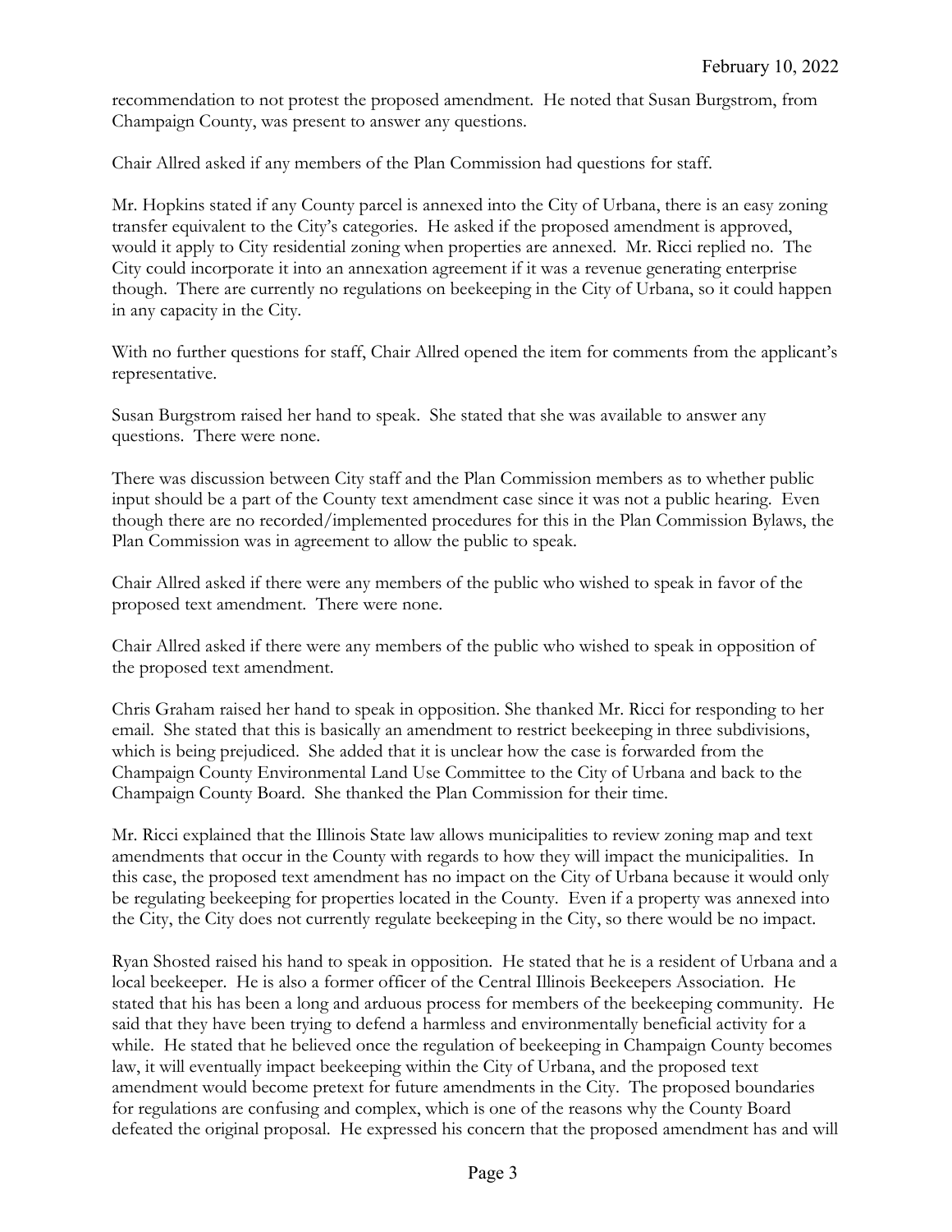recommendation to not protest the proposed amendment. He noted that Susan Burgstrom, from Champaign County, was present to answer any questions.

Chair Allred asked if any members of the Plan Commission had questions for staff.

Mr. Hopkins stated if any County parcel is annexed into the City of Urbana, there is an easy zoning transfer equivalent to the City's categories. He asked if the proposed amendment is approved, would it apply to City residential zoning when properties are annexed. Mr. Ricci replied no. The City could incorporate it into an annexation agreement if it was a revenue generating enterprise though. There are currently no regulations on beekeeping in the City of Urbana, so it could happen in any capacity in the City.

With no further questions for staff, Chair Allred opened the item for comments from the applicant's representative.

Susan Burgstrom raised her hand to speak. She stated that she was available to answer any questions. There were none.

There was discussion between City staff and the Plan Commission members as to whether public input should be a part of the County text amendment case since it was not a public hearing. Even though there are no recorded/implemented procedures for this in the Plan Commission Bylaws, the Plan Commission was in agreement to allow the public to speak.

Chair Allred asked if there were any members of the public who wished to speak in favor of the proposed text amendment. There were none.

Chair Allred asked if there were any members of the public who wished to speak in opposition of the proposed text amendment.

Chris Graham raised her hand to speak in opposition. She thanked Mr. Ricci for responding to her email. She stated that this is basically an amendment to restrict beekeeping in three subdivisions, which is being prejudiced. She added that it is unclear how the case is forwarded from the Champaign County Environmental Land Use Committee to the City of Urbana and back to the Champaign County Board. She thanked the Plan Commission for their time.

Mr. Ricci explained that the Illinois State law allows municipalities to review zoning map and text amendments that occur in the County with regards to how they will impact the municipalities. In this case, the proposed text amendment has no impact on the City of Urbana because it would only be regulating beekeeping for properties located in the County. Even if a property was annexed into the City, the City does not currently regulate beekeeping in the City, so there would be no impact.

Ryan Shosted raised his hand to speak in opposition. He stated that he is a resident of Urbana and a local beekeeper. He is also a former officer of the Central Illinois Beekeepers Association. He stated that his has been a long and arduous process for members of the beekeeping community. He said that they have been trying to defend a harmless and environmentally beneficial activity for a while. He stated that he believed once the regulation of beekeeping in Champaign County becomes law, it will eventually impact beekeeping within the City of Urbana, and the proposed text amendment would become pretext for future amendments in the City. The proposed boundaries for regulations are confusing and complex, which is one of the reasons why the County Board defeated the original proposal. He expressed his concern that the proposed amendment has and will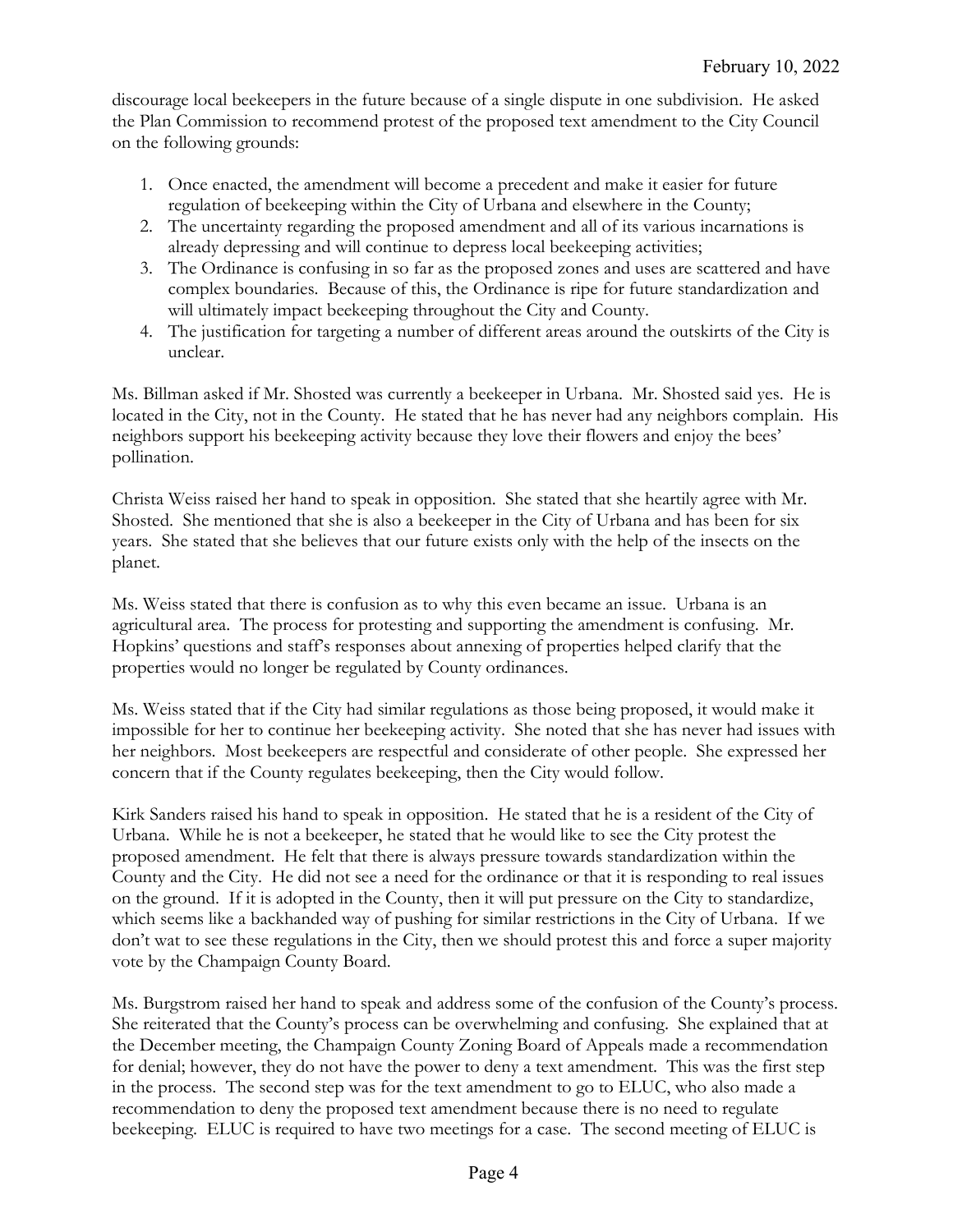discourage local beekeepers in the future because of a single dispute in one subdivision. He asked the Plan Commission to recommend protest of the proposed text amendment to the City Council on the following grounds:

1. Once enacted, the amendment will become a precedent and make it easier for future regulation of beekeeping within the City of Urbana and elsewhere in the County;
2. The uncertainty regarding the proposed amendment and all of its various incarnations is already depressing and will continue to depress local beekeeping activities;
3. The Ordinance is confusing in so far as the proposed zones and uses are scattered and have complex boundaries. Because of this, the Ordinance is ripe for future standardization and will ultimately impact beekeeping throughout the City and County.
4. The justification for targeting a number of different areas around the outskirts of the City is unclear.

Ms. Billman asked if Mr. Shosted was currently a beekeeper in Urbana. Mr. Shosted said yes. He is located in the City, not in the County. He stated that he has never had any neighbors complain. His neighbors support his beekeeping activity because they love their flowers and enjoy the bees' pollination.

Christa Weiss raised her hand to speak in opposition. She stated that she heartily agree with Mr. Shosted. She mentioned that she is also a beekeeper in the City of Urbana and has been for six years. She stated that she believes that our future exists only with the help of the insects on the planet.

Ms. Weiss stated that there is confusion as to why this even became an issue. Urbana is an agricultural area. The process for protesting and supporting the amendment is confusing. Mr. Hopkins' questions and staff's responses about annexing of properties helped clarify that the properties would no longer be regulated by County ordinances.

Ms. Weiss stated that if the City had similar regulations as those being proposed, it would make it impossible for her to continue her beekeeping activity. She noted that she has never had issues with her neighbors. Most beekeepers are respectful and considerate of other people. She expressed her concern that if the County regulates beekeeping, then the City would follow.

Kirk Sanders raised his hand to speak in opposition. He stated that he is a resident of the City of Urbana. While he is not a beekeeper, he stated that he would like to see the City protest the proposed amendment. He felt that there is always pressure towards standardization within the County and the City. He did not see a need for the ordinance or that it is responding to real issues on the ground. If it is adopted in the County, then it will put pressure on the City to standardize, which seems like a backhanded way of pushing for similar restrictions in the City of Urbana. If we don't wat to see these regulations in the City, then we should protest this and force a super majority vote by the Champaign County Board.

Ms. Burgstrom raised her hand to speak and address some of the confusion of the County's process. She reiterated that the County's process can be overwhelming and confusing. She explained that at the December meeting, the Champaign County Zoning Board of Appeals made a recommendation for denial; however, they do not have the power to deny a text amendment. This was the first step in the process. The second step was for the text amendment to go to ELUC, who also made a recommendation to deny the proposed text amendment because there is no need to regulate beekeeping. ELUC is required to have two meetings for a case. The second meeting of ELUC is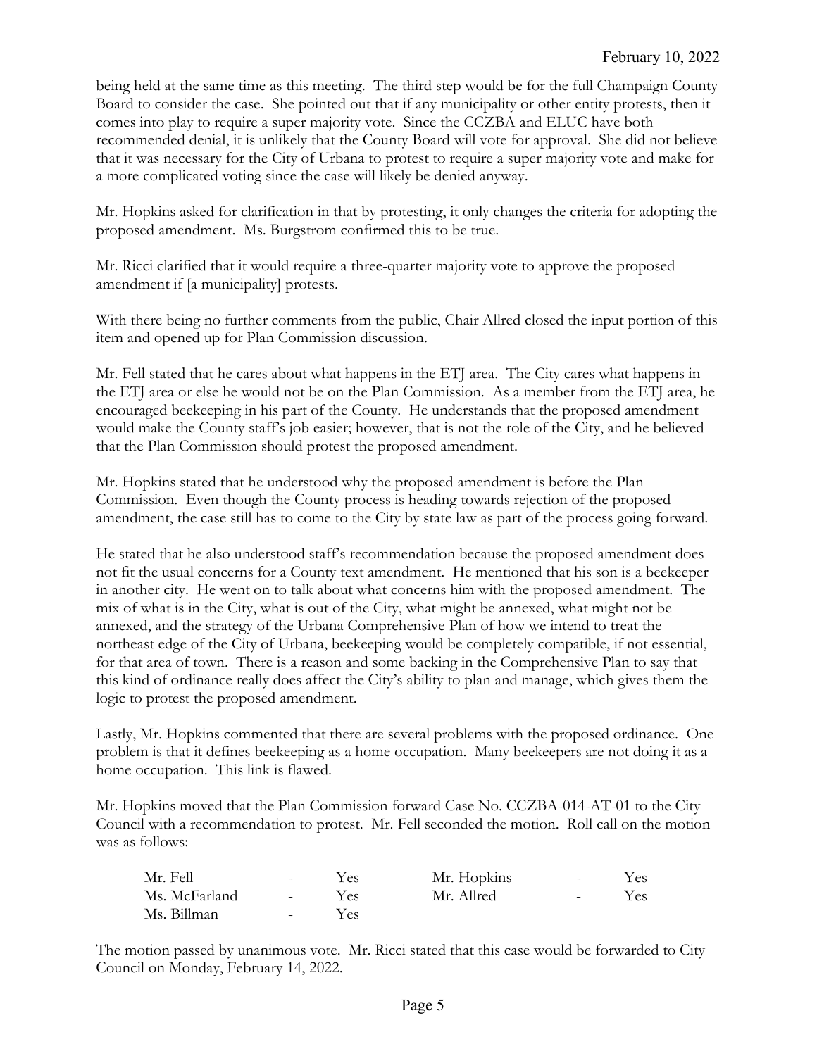being held at the same time as this meeting. The third step would be for the full Champaign County Board to consider the case. She pointed out that if any municipality or other entity protests, then it comes into play to require a super majority vote. Since the CCZBA and ELUC have both recommended denial, it is unlikely that the County Board will vote for approval. She did not believe that it was necessary for the City of Urbana to protest to require a super majority vote and make for a more complicated voting since the case will likely be denied anyway.

Mr. Hopkins asked for clarification in that by protesting, it only changes the criteria for adopting the proposed amendment. Ms. Burgstrom confirmed this to be true.

Mr. Ricci clarified that it would require a three-quarter majority vote to approve the proposed amendment if [a municipality] protests.

With there being no further comments from the public, Chair Allred closed the input portion of this item and opened up for Plan Commission discussion.

Mr. Fell stated that he cares about what happens in the ETJ area. The City cares what happens in the ETJ area or else he would not be on the Plan Commission. As a member from the ETJ area, he encouraged beekeeping in his part of the County. He understands that the proposed amendment would make the County staff's job easier; however, that is not the role of the City, and he believed that the Plan Commission should protest the proposed amendment.

Mr. Hopkins stated that he understood why the proposed amendment is before the Plan Commission. Even though the County process is heading towards rejection of the proposed amendment, the case still has to come to the City by state law as part of the process going forward.

He stated that he also understood staff's recommendation because the proposed amendment does not fit the usual concerns for a County text amendment. He mentioned that his son is a beekeeper in another city. He went on to talk about what concerns him with the proposed amendment. The mix of what is in the City, what is out of the City, what might be annexed, what might not be annexed, and the strategy of the Urbana Comprehensive Plan of how we intend to treat the northeast edge of the City of Urbana, beekeeping would be completely compatible, if not essential, for that area of town. There is a reason and some backing in the Comprehensive Plan to say that this kind of ordinance really does affect the City's ability to plan and manage, which gives them the logic to protest the proposed amendment.

Lastly, Mr. Hopkins commented that there are several problems with the proposed ordinance. One problem is that it defines beekeeping as a home occupation. Many beekeepers are not doing it as a home occupation. This link is flawed.

Mr. Hopkins moved that the Plan Commission forward Case No. CCZBA-014-AT-01 to the City Council with a recommendation to protest. Mr. Fell seconded the motion. Roll call on the motion was as follows:

| | | | | | |
|---|---|---|---|---|---|
| Mr. Fell | - | Yes | Mr. Hopkins | - | Yes |
| Ms. McFarland | - | Yes | Mr. Allred | - | Yes |
| Ms. Billman | - | Yes | | | |

The motion passed by unanimous vote. Mr. Ricci stated that this case would be forwarded to City Council on Monday, February 14, 2022.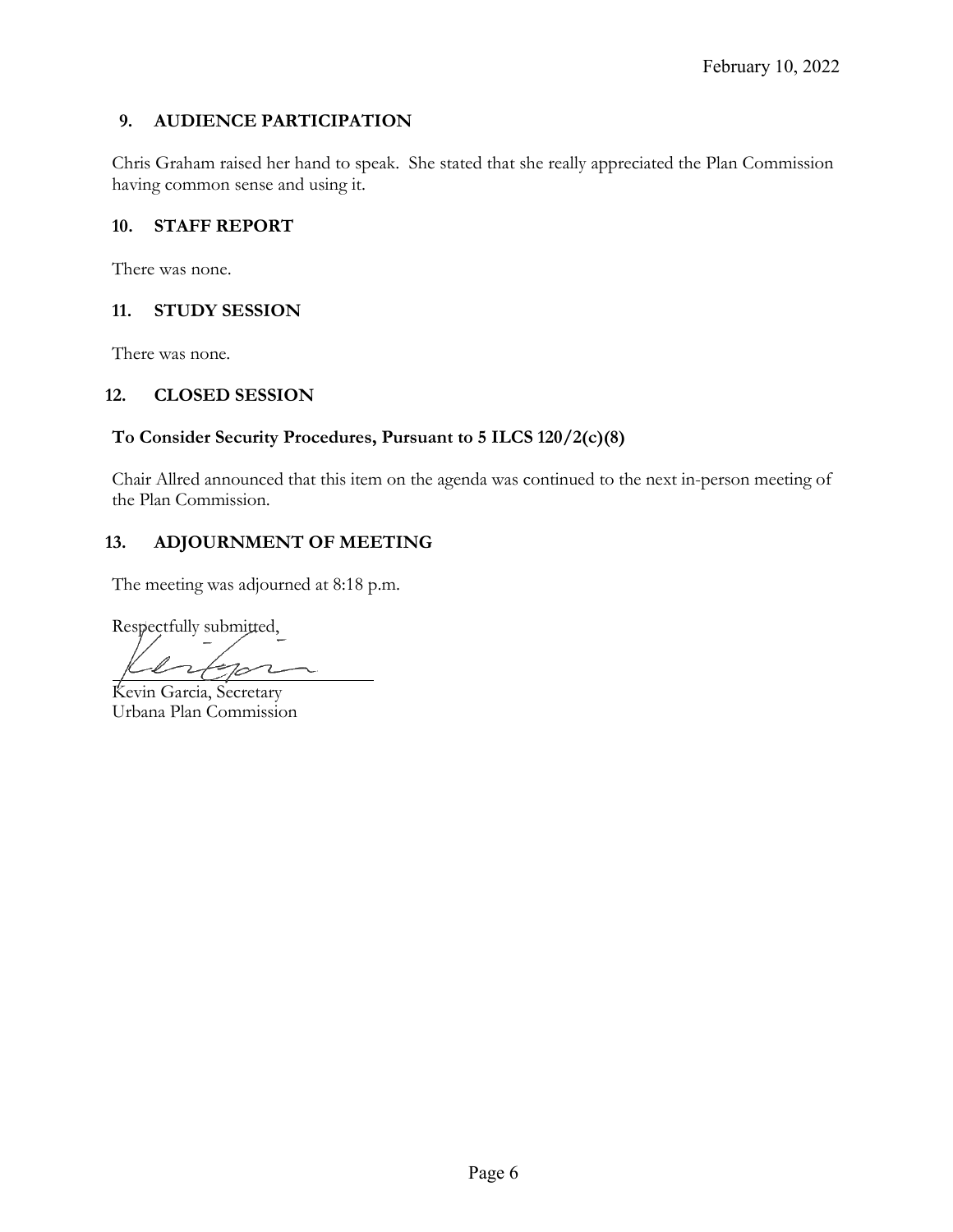## 9. AUDIENCE PARTICIPATION

Chris Graham raised her hand to speak. She stated that she really appreciated the Plan Commission having common sense and using it.

## 10. STAFF REPORT

There was none.

## 11. STUDY SESSION

There was none.

## 12. CLOSED SESSION

### To Consider Security Procedures, Pursuant to 5 ILCS 120/2(c)(8)

Chair Allred announced that this item on the agenda was continued to the next in-person meeting of the Plan Commission.

## 13. ADJOURNMENT OF MEETING

The meeting was adjourned at 8:18 p.m.

Respectfully submitted,

Kevin Garcia, Secretary
Urbana Plan Commission